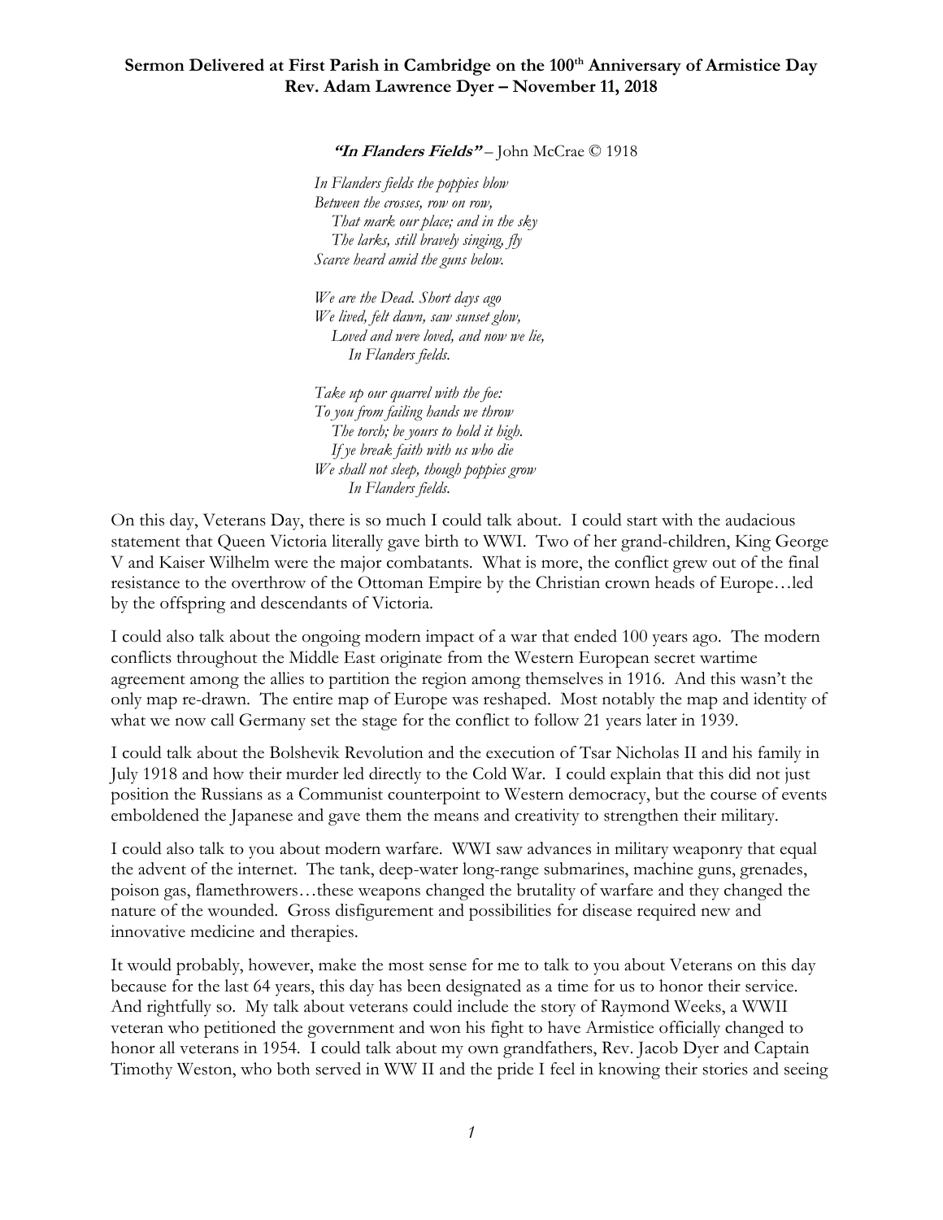**Sermon Delivered at First Parish in Cambridge on the 100th Anniversary of Armistice Day**
**Rev. Adam Lawrence Dyer – November 11, 2018**

***"In Flanders Fields"*** – John McCrae © 1918

*In Flanders fields the poppies blow*
*Between the crosses, row on row,*
*That mark our place; and in the sky*
*The larks, still bravely singing, fly*
*Scarce heard amid the guns below.*

*We are the Dead. Short days ago*
*We lived, felt dawn, saw sunset glow,*
*Loved and were loved, and now we lie,*
*In Flanders fields.*

*Take up our quarrel with the foe:*
*To you from failing hands we throw*
*The torch; be yours to hold it high.*
*If ye break faith with us who die*
*We shall not sleep, though poppies grow*
*In Flanders fields.*

On this day, Veterans Day, there is so much I could talk about. I could start with the audacious statement that Queen Victoria literally gave birth to WWI. Two of her grand-children, King George V and Kaiser Wilhelm were the major combatants. What is more, the conflict grew out of the final resistance to the overthrow of the Ottoman Empire by the Christian crown heads of Europe…led by the offspring and descendants of Victoria.

I could also talk about the ongoing modern impact of a war that ended 100 years ago. The modern conflicts throughout the Middle East originate from the Western European secret wartime agreement among the allies to partition the region among themselves in 1916. And this wasn't the only map re-drawn. The entire map of Europe was reshaped. Most notably the map and identity of what we now call Germany set the stage for the conflict to follow 21 years later in 1939.

I could talk about the Bolshevik Revolution and the execution of Tsar Nicholas II and his family in July 1918 and how their murder led directly to the Cold War. I could explain that this did not just position the Russians as a Communist counterpoint to Western democracy, but the course of events emboldened the Japanese and gave them the means and creativity to strengthen their military.

I could also talk to you about modern warfare. WWI saw advances in military weaponry that equal the advent of the internet. The tank, deep-water long-range submarines, machine guns, grenades, poison gas, flamethrowers…these weapons changed the brutality of warfare and they changed the nature of the wounded. Gross disfigurement and possibilities for disease required new and innovative medicine and therapies.

It would probably, however, make the most sense for me to talk to you about Veterans on this day because for the last 64 years, this day has been designated as a time for us to honor their service. And rightfully so. My talk about veterans could include the story of Raymond Weeks, a WWII veteran who petitioned the government and won his fight to have Armistice officially changed to honor all veterans in 1954. I could talk about my own grandfathers, Rev. Jacob Dyer and Captain Timothy Weston, who both served in WW II and the pride I feel in knowing their stories and seeing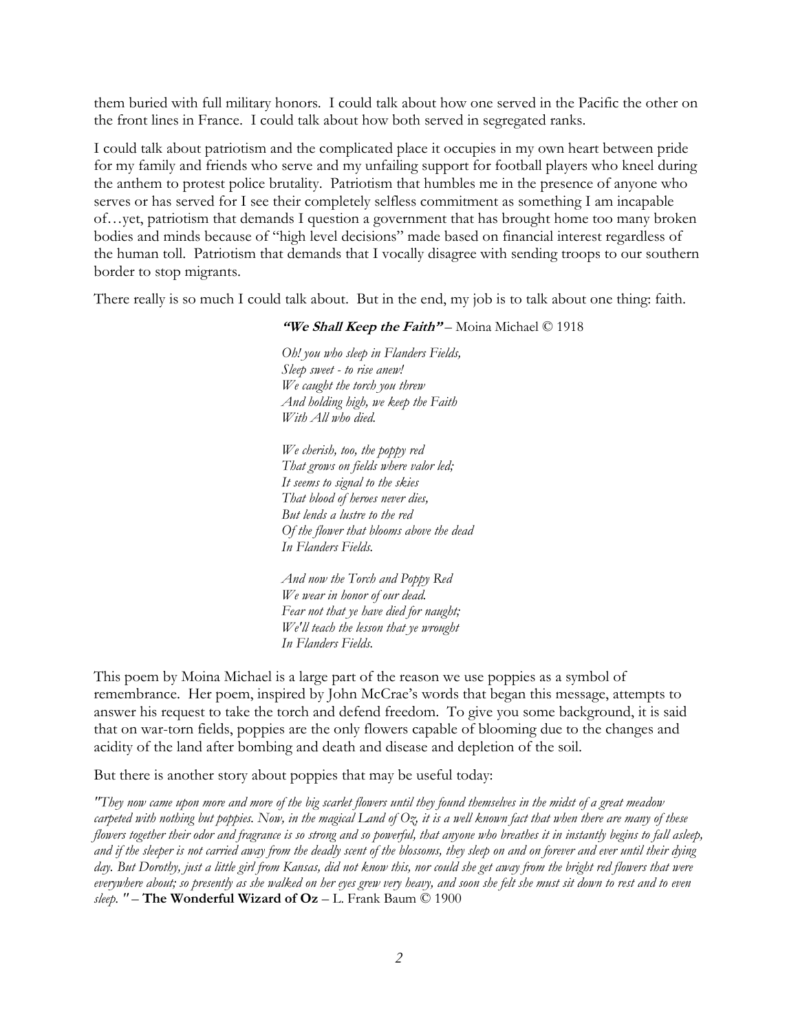them buried with full military honors. I could talk about how one served in the Pacific the other on the front lines in France. I could talk about how both served in segregated ranks.

I could talk about patriotism and the complicated place it occupies in my own heart between pride for my family and friends who serve and my unfailing support for football players who kneel during the anthem to protest police brutality. Patriotism that humbles me in the presence of anyone who serves or has served for I see their completely selfless commitment as something I am incapable of…yet, patriotism that demands I question a government that has brought home too many broken bodies and minds because of "high level decisions" made based on financial interest regardless of the human toll. Patriotism that demands that I vocally disagree with sending troops to our southern border to stop migrants.

There really is so much I could talk about. But in the end, my job is to talk about one thing: faith.

***"We Shall Keep the Faith"*** – Moina Michael © 1918

*Oh! you who sleep in Flanders Fields,*
*Sleep sweet - to rise anew!*
*We caught the torch you threw*
*And holding high, we keep the Faith*
*With All who died.*

*We cherish, too, the poppy red*
*That grows on fields where valor led;*
*It seems to signal to the skies*
*That blood of heroes never dies,*
*But lends a lustre to the red*
*Of the flower that blooms above the dead*
*In Flanders Fields.*

*And now the Torch and Poppy Red*
*We wear in honor of our dead.*
*Fear not that ye have died for naught;*
*We'll teach the lesson that ye wrought*
*In Flanders Fields.*

This poem by Moina Michael is a large part of the reason we use poppies as a symbol of remembrance. Her poem, inspired by John McCrae's words that began this message, attempts to answer his request to take the torch and defend freedom. To give you some background, it is said that on war-torn fields, poppies are the only flowers capable of blooming due to the changes and acidity of the land after bombing and death and disease and depletion of the soil.

But there is another story about poppies that may be useful today:

*"They now came upon more and more of the big scarlet flowers until they found themselves in the midst of a great meadow carpeted with nothing but poppies. Now, in the magical Land of Oz, it is a well known fact that when there are many of these flowers together their odor and fragrance is so strong and so powerful, that anyone who breathes it in instantly begins to fall asleep, and if the sleeper is not carried away from the deadly scent of the blossoms, they sleep on and on forever and ever until their dying day. But Dorothy, just a little girl from Kansas, did not know this, nor could she get away from the bright red flowers that were everywhere about; so presently as she walked on her eyes grew very heavy, and soon she felt she must sit down to rest and to even sleep. "* – **The Wonderful Wizard of Oz** – L. Frank Baum © 1900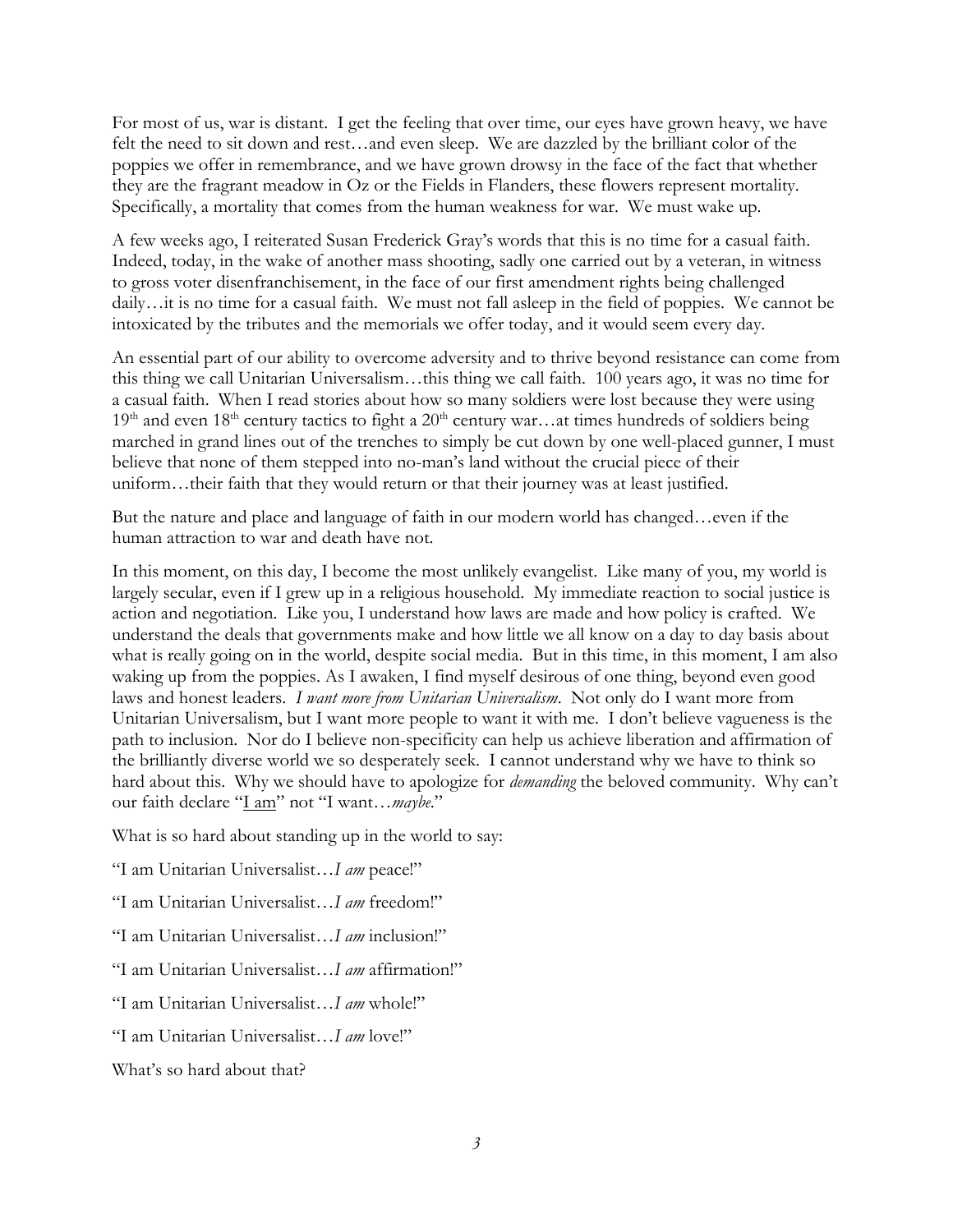For most of us, war is distant. I get the feeling that over time, our eyes have grown heavy, we have felt the need to sit down and rest…and even sleep. We are dazzled by the brilliant color of the poppies we offer in remembrance, and we have grown drowsy in the face of the fact that whether they are the fragrant meadow in Oz or the Fields in Flanders, these flowers represent mortality. Specifically, a mortality that comes from the human weakness for war. We must wake up.

A few weeks ago, I reiterated Susan Frederick Gray's words that this is no time for a casual faith. Indeed, today, in the wake of another mass shooting, sadly one carried out by a veteran, in witness to gross voter disenfranchisement, in the face of our first amendment rights being challenged daily…it is no time for a casual faith. We must not fall asleep in the field of poppies. We cannot be intoxicated by the tributes and the memorials we offer today, and it would seem every day.

An essential part of our ability to overcome adversity and to thrive beyond resistance can come from this thing we call Unitarian Universalism…this thing we call faith. 100 years ago, it was no time for a casual faith. When I read stories about how so many soldiers were lost because they were using 19th and even 18th century tactics to fight a 20th century war…at times hundreds of soldiers being marched in grand lines out of the trenches to simply be cut down by one well-placed gunner, I must believe that none of them stepped into no-man's land without the crucial piece of their uniform…their faith that they would return or that their journey was at least justified.

But the nature and place and language of faith in our modern world has changed…even if the human attraction to war and death have not.

In this moment, on this day, I become the most unlikely evangelist. Like many of you, my world is largely secular, even if I grew up in a religious household. My immediate reaction to social justice is action and negotiation. Like you, I understand how laws are made and how policy is crafted. We understand the deals that governments make and how little we all know on a day to day basis about what is really going on in the world, despite social media. But in this time, in this moment, I am also waking up from the poppies. As I awaken, I find myself desirous of one thing, beyond even good laws and honest leaders. *I want more from Unitarian Universalism*. Not only do I want more from Unitarian Universalism, but I want more people to want it with me. I don't believe vagueness is the path to inclusion. Nor do I believe non-specificity can help us achieve liberation and affirmation of the brilliantly diverse world we so desperately seek. I cannot understand why we have to think so hard about this. Why we should have to apologize for *demanding* the beloved community. Why can't our faith declare "<u>I am</u>" not "I want…*maybe*."

What is so hard about standing up in the world to say:

"I am Unitarian Universalist…*I am* peace!"

"I am Unitarian Universalist…*I am* freedom!"

"I am Unitarian Universalist…*I am* inclusion!"

"I am Unitarian Universalist…*I am* affirmation!"

"I am Unitarian Universalist…*I am* whole!"

"I am Unitarian Universalist…*I am* love!"

What's so hard about that?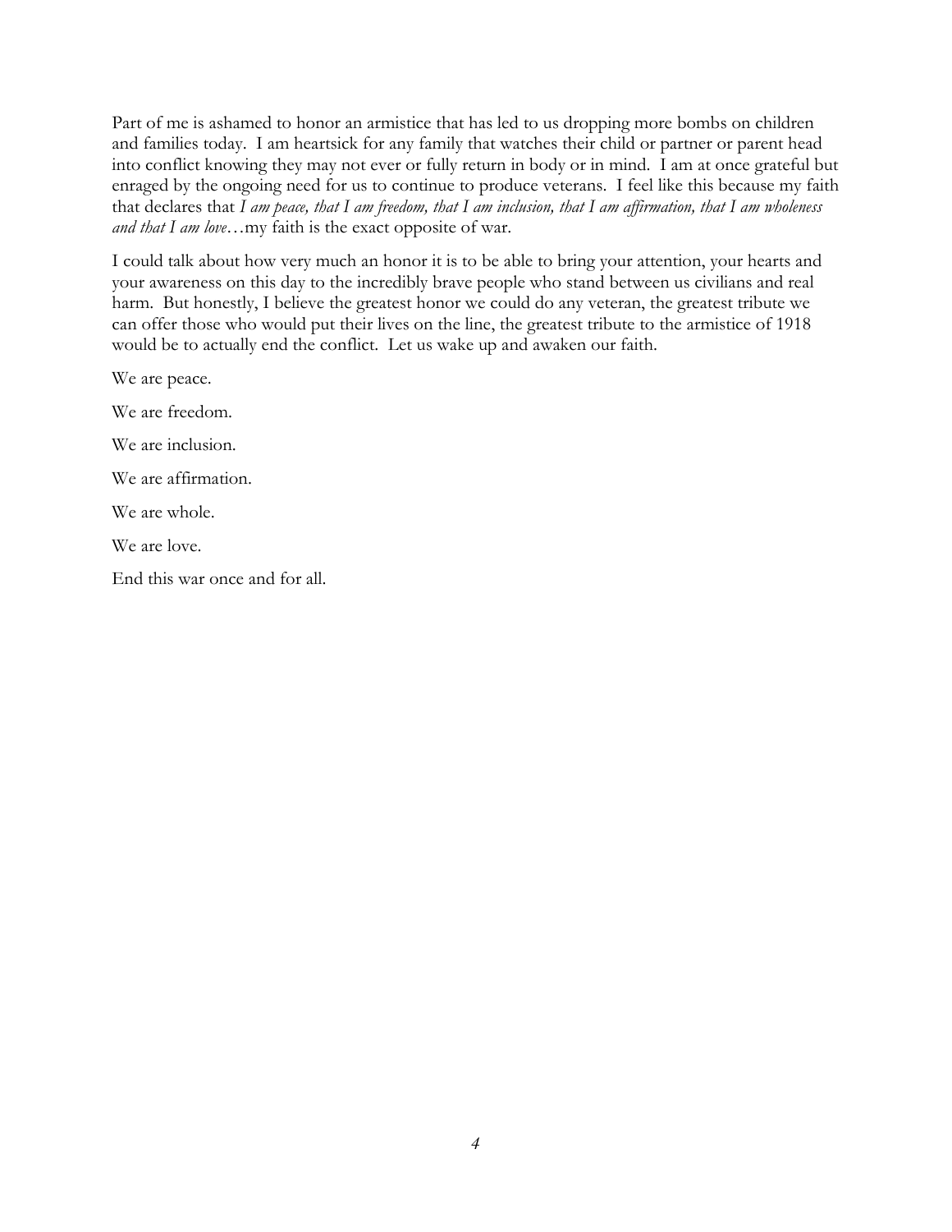Part of me is ashamed to honor an armistice that has led to us dropping more bombs on children and families today. I am heartsick for any family that watches their child or partner or parent head into conflict knowing they may not ever or fully return in body or in mind. I am at once grateful but enraged by the ongoing need for us to continue to produce veterans. I feel like this because my faith that declares that *I am peace, that I am freedom, that I am inclusion, that I am affirmation, that I am wholeness and that I am love*…my faith is the exact opposite of war.

I could talk about how very much an honor it is to be able to bring your attention, your hearts and your awareness on this day to the incredibly brave people who stand between us civilians and real harm. But honestly, I believe the greatest honor we could do any veteran, the greatest tribute we can offer those who would put their lives on the line, the greatest tribute to the armistice of 1918 would be to actually end the conflict. Let us wake up and awaken our faith.

We are peace.

We are freedom.

We are inclusion.

We are affirmation.

We are whole.

We are love.

End this war once and for all.